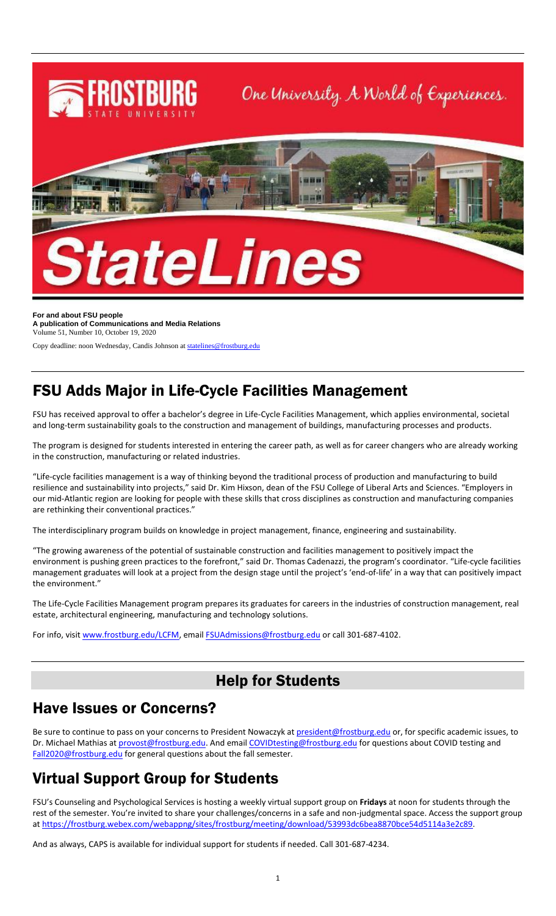**For and about FSU people**
**A publication of Communications and Media Relations**
Volume 51, Number 10, October 19, 2020

Copy deadline: noon Wednesday, Candis Johnson at statelines@frostburg.edu

# FSU Adds Major in Life-Cycle Facilities Management

FSU has received approval to offer a bachelor's degree in Life-Cycle Facilities Management, which applies environmental, societal and long-term sustainability goals to the construction and management of buildings, manufacturing processes and products.

The program is designed for students interested in entering the career path, as well as for career changers who are already working in the construction, manufacturing or related industries.

"Life-cycle facilities management is a way of thinking beyond the traditional process of production and manufacturing to build resilience and sustainability into projects," said Dr. Kim Hixson, dean of the FSU College of Liberal Arts and Sciences. "Employers in our mid-Atlantic region are looking for people with these skills that cross disciplines as construction and manufacturing companies are rethinking their conventional practices."

The interdisciplinary program builds on knowledge in project management, finance, engineering and sustainability.

"The growing awareness of the potential of sustainable construction and facilities management to positively impact the environment is pushing green practices to the forefront," said Dr. Thomas Cadenazzi, the program's coordinator. "Life-cycle facilities management graduates will look at a project from the design stage until the project's 'end-of-life' in a way that can positively impact the environment."

The Life-Cycle Facilities Management program prepares its graduates for careers in the industries of construction management, real estate, architectural engineering, manufacturing and technology solutions.

For info, visit www.frostburg.edu/LCFM, email FSUAdmissions@frostburg.edu or call 301-687-4102.

# Help for Students

## Have Issues or Concerns?

Be sure to continue to pass on your concerns to President Nowaczyk at president@frostburg.edu or, for specific academic issues, to Dr. Michael Mathias at provost@frostburg.edu. And email COVIDtesting@frostburg.edu for questions about COVID testing and Fall2020@frostburg.edu for general questions about the fall semester.

## Virtual Support Group for Students

FSU's Counseling and Psychological Services is hosting a weekly virtual support group on **Fridays** at noon for students through the rest of the semester. You're invited to share your challenges/concerns in a safe and non-judgmental space. Access the support group at https://frostburg.webex.com/webappng/sites/frostburg/meeting/download/53993dc6bea8870bce54d5114a3e2c89.

And as always, CAPS is available for individual support for students if needed. Call 301-687-4234.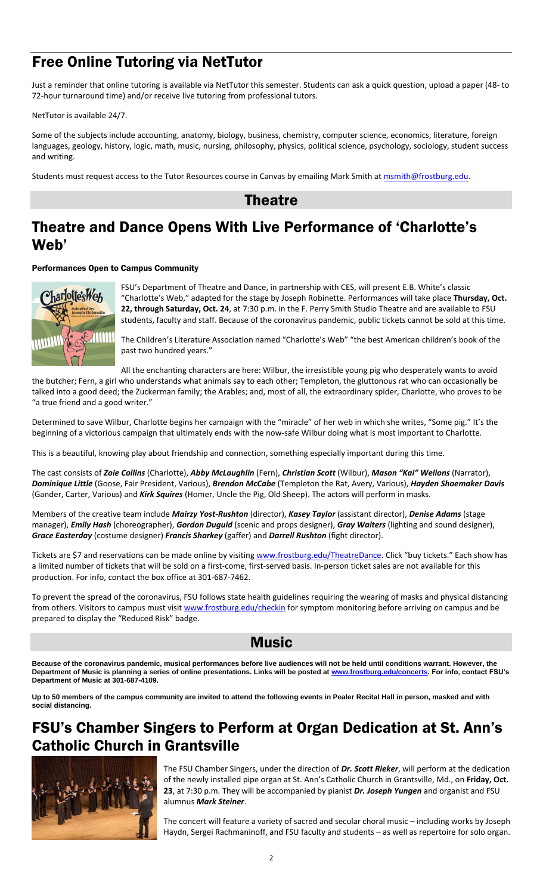# Free Online Tutoring via NetTutor

Just a reminder that online tutoring is available via NetTutor this semester. Students can ask a quick question, upload a paper (48- to 72-hour turnaround time) and/or receive live tutoring from professional tutors.

NetTutor is available 24/7.

Some of the subjects include accounting, anatomy, biology, business, chemistry, computer science, economics, literature, foreign languages, geology, history, logic, math, music, nursing, philosophy, physics, political science, psychology, sociology, student success and writing.

Students must request access to the Tutor Resources course in Canvas by emailing Mark Smith at msmith@frostburg.edu.

## Theatre

# Theatre and Dance Opens With Live Performance of 'Charlotte's Web'

### Performances Open to Campus Community

FSU's Department of Theatre and Dance, in partnership with CES, will present E.B. White's classic "Charlotte's Web," adapted for the stage by Joseph Robinette. Performances will take place **Thursday, Oct. 22, through Saturday, Oct. 24**, at 7:30 p.m. in the F. Perry Smith Studio Theatre and are available to FSU students, faculty and staff. Because of the coronavirus pandemic, public tickets cannot be sold at this time.

The Children's Literature Association named "Charlotte's Web" "the best American children's book of the past two hundred years."

All the enchanting characters are here: Wilbur, the irresistible young pig who desperately wants to avoid the butcher; Fern, a girl who understands what animals say to each other; Templeton, the gluttonous rat who can occasionally be talked into a good deed; the Zuckerman family; the Arables; and, most of all, the extraordinary spider, Charlotte, who proves to be "a true friend and a good writer."

Determined to save Wilbur, Charlotte begins her campaign with the "miracle" of her web in which she writes, "Some pig." It's the beginning of a victorious campaign that ultimately ends with the now-safe Wilbur doing what is most important to Charlotte.

This is a beautiful, knowing play about friendship and connection, something especially important during this time.

The cast consists of ***Zoie Collins*** (Charlotte), ***Abby McLaughlin*** (Fern), ***Christian Scott*** (Wilbur), ***Mason "Kai" Wellons*** (Narrator), ***Dominique Little*** (Goose, Fair President, Various), ***Brendon McCabe*** (Templeton the Rat, Avery, Various), ***Hayden Shoemaker Davis*** (Gander, Carter, Various) and ***Kirk Squires*** (Homer, Uncle the Pig, Old Sheep). The actors will perform in masks.

Members of the creative team include ***Mairzy Yost-Rushton*** (director), ***Kasey Taylor*** (assistant director), ***Denise Adams*** (stage manager), ***Emily Hash*** (choreographer), ***Gordon Duguid*** (scenic and props designer), ***Gray Walters*** (lighting and sound designer), ***Grace Easterday*** (costume designer) ***Francis Sharkey*** (gaffer) and ***Darrell Rushton*** (fight director).

Tickets are $7 and reservations can be made online by visiting www.frostburg.edu/TheatreDance. Click "buy tickets." Each show has a limited number of tickets that will be sold on a first-come, first-served basis. In-person ticket sales are not available for this production. For info, contact the box office at 301-687-7462.

To prevent the spread of the coronavirus, FSU follows state health guidelines requiring the wearing of masks and physical distancing from others. Visitors to campus must visit www.frostburg.edu/checkin for symptom monitoring before arriving on campus and be prepared to display the "Reduced Risk" badge.

## Music

**Because of the coronavirus pandemic, musical performances before live audiences will not be held until conditions warrant. However, the Department of Music is planning a series of online presentations. Links will be posted at www.frostburg.edu/concerts. For info, contact FSU's Department of Music at 301-687-4109.**

**Up to 50 members of the campus community are invited to attend the following events in Pealer Recital Hall in person, masked and with social distancing.**

# FSU's Chamber Singers to Perform at Organ Dedication at St. Ann's Catholic Church in Grantsville

The FSU Chamber Singers, under the direction of ***Dr. Scott Rieker***, will perform at the dedication of the newly installed pipe organ at St. Ann's Catholic Church in Grantsville, Md., on **Friday, Oct. 23**, at 7:30 p.m. They will be accompanied by pianist ***Dr. Joseph Yungen*** and organist and FSU alumnus ***Mark Steiner***.

The concert will feature a variety of sacred and secular choral music – including works by Joseph Haydn, Sergei Rachmaninoff, and FSU faculty and students – as well as repertoire for solo organ.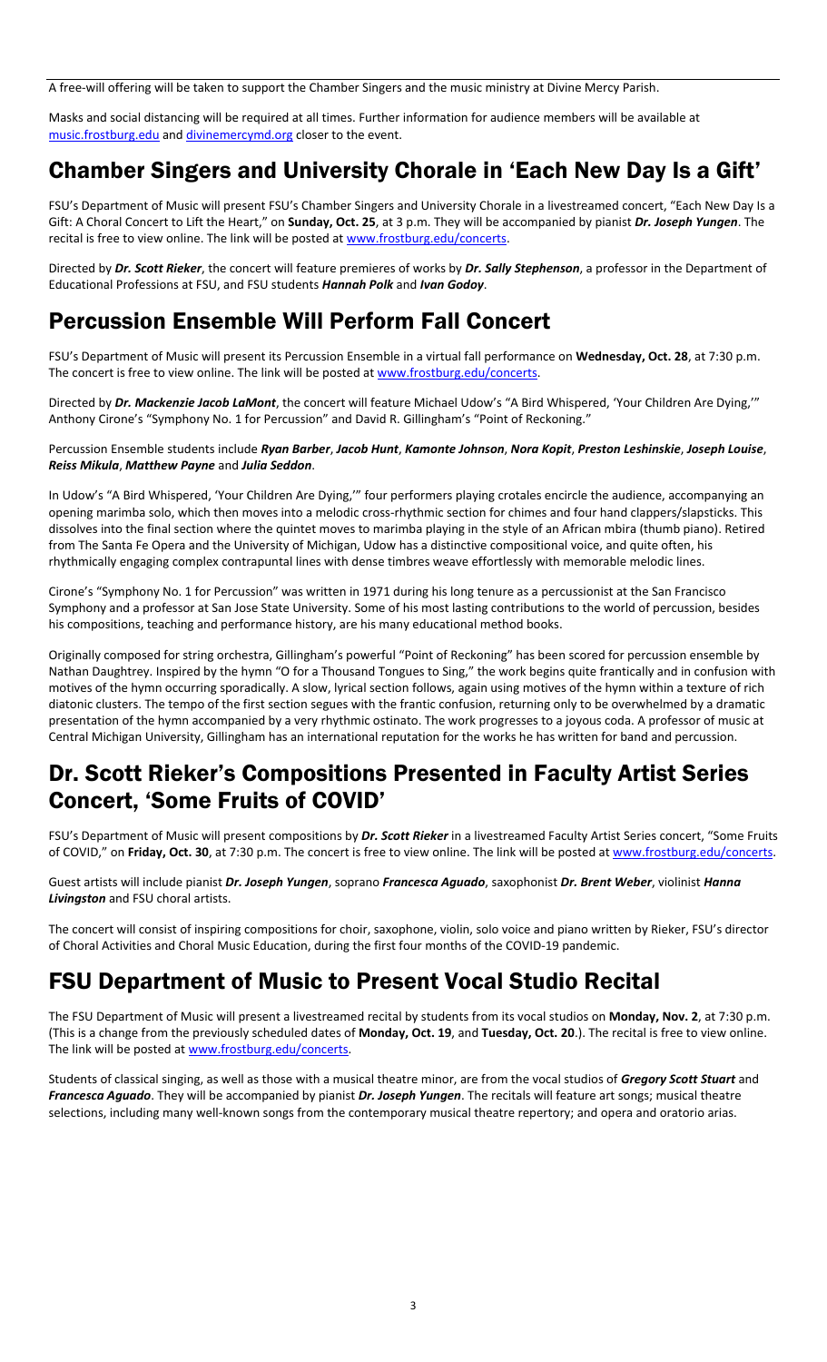A free-will offering will be taken to support the Chamber Singers and the music ministry at Divine Mercy Parish.

Masks and social distancing will be required at all times. Further information for audience members will be available at music.frostburg.edu and divinemercymd.org closer to the event.

## Chamber Singers and University Chorale in 'Each New Day Is a Gift'

FSU's Department of Music will present FSU's Chamber Singers and University Chorale in a livestreamed concert, "Each New Day Is a Gift: A Choral Concert to Lift the Heart," on **Sunday, Oct. 25**, at 3 p.m. They will be accompanied by pianist ***Dr. Joseph Yungen***. The recital is free to view online. The link will be posted at www.frostburg.edu/concerts.

Directed by ***Dr. Scott Rieker***, the concert will feature premieres of works by ***Dr. Sally Stephenson***, a professor in the Department of Educational Professions at FSU, and FSU students ***Hannah Polk*** and ***Ivan Godoy***.

## Percussion Ensemble Will Perform Fall Concert

FSU's Department of Music will present its Percussion Ensemble in a virtual fall performance on **Wednesday, Oct. 28**, at 7:30 p.m. The concert is free to view online. The link will be posted at www.frostburg.edu/concerts.

Directed by ***Dr. Mackenzie Jacob LaMont***, the concert will feature Michael Udow's "A Bird Whispered, 'Your Children Are Dying,'" Anthony Cirone's "Symphony No. 1 for Percussion" and David R. Gillingham's "Point of Reckoning."

Percussion Ensemble students include ***Ryan Barber***, ***Jacob Hunt***, ***Kamonte Johnson***, ***Nora Kopit***, ***Preston Leshinskie***, ***Joseph Louise***, ***Reiss Mikula***, ***Matthew Payne*** and ***Julia Seddon***.

In Udow's "A Bird Whispered, 'Your Children Are Dying,'" four performers playing crotales encircle the audience, accompanying an opening marimba solo, which then moves into a melodic cross-rhythmic section for chimes and four hand clappers/slapsticks. This dissolves into the final section where the quintet moves to marimba playing in the style of an African mbira (thumb piano). Retired from The Santa Fe Opera and the University of Michigan, Udow has a distinctive compositional voice, and quite often, his rhythmically engaging complex contrapuntal lines with dense timbres weave effortlessly with memorable melodic lines.

Cirone's "Symphony No. 1 for Percussion" was written in 1971 during his long tenure as a percussionist at the San Francisco Symphony and a professor at San Jose State University. Some of his most lasting contributions to the world of percussion, besides his compositions, teaching and performance history, are his many educational method books.

Originally composed for string orchestra, Gillingham's powerful "Point of Reckoning" has been scored for percussion ensemble by Nathan Daughtrey. Inspired by the hymn "O for a Thousand Tongues to Sing," the work begins quite frantically and in confusion with motives of the hymn occurring sporadically. A slow, lyrical section follows, again using motives of the hymn within a texture of rich diatonic clusters. The tempo of the first section segues with the frantic confusion, returning only to be overwhelmed by a dramatic presentation of the hymn accompanied by a very rhythmic ostinato. The work progresses to a joyous coda. A professor of music at Central Michigan University, Gillingham has an international reputation for the works he has written for band and percussion.

## Dr. Scott Rieker's Compositions Presented in Faculty Artist Series Concert, 'Some Fruits of COVID'

FSU's Department of Music will present compositions by ***Dr. Scott Rieker*** in a livestreamed Faculty Artist Series concert, "Some Fruits of COVID," on **Friday, Oct. 30**, at 7:30 p.m. The concert is free to view online. The link will be posted at www.frostburg.edu/concerts.

Guest artists will include pianist ***Dr. Joseph Yungen***, soprano ***Francesca Aguado***, saxophonist ***Dr. Brent Weber***, violinist ***Hanna Livingston*** and FSU choral artists.

The concert will consist of inspiring compositions for choir, saxophone, violin, solo voice and piano written by Rieker, FSU's director of Choral Activities and Choral Music Education, during the first four months of the COVID-19 pandemic.

## FSU Department of Music to Present Vocal Studio Recital

The FSU Department of Music will present a livestreamed recital by students from its vocal studios on **Monday, Nov. 2**, at 7:30 p.m. (This is a change from the previously scheduled dates of **Monday, Oct. 19**, and **Tuesday, Oct. 20**.). The recital is free to view online. The link will be posted at www.frostburg.edu/concerts.

Students of classical singing, as well as those with a musical theatre minor, are from the vocal studios of ***Gregory Scott Stuart*** and ***Francesca Aguado***. They will be accompanied by pianist ***Dr. Joseph Yungen***. The recitals will feature art songs; musical theatre selections, including many well-known songs from the contemporary musical theatre repertory; and opera and oratorio arias.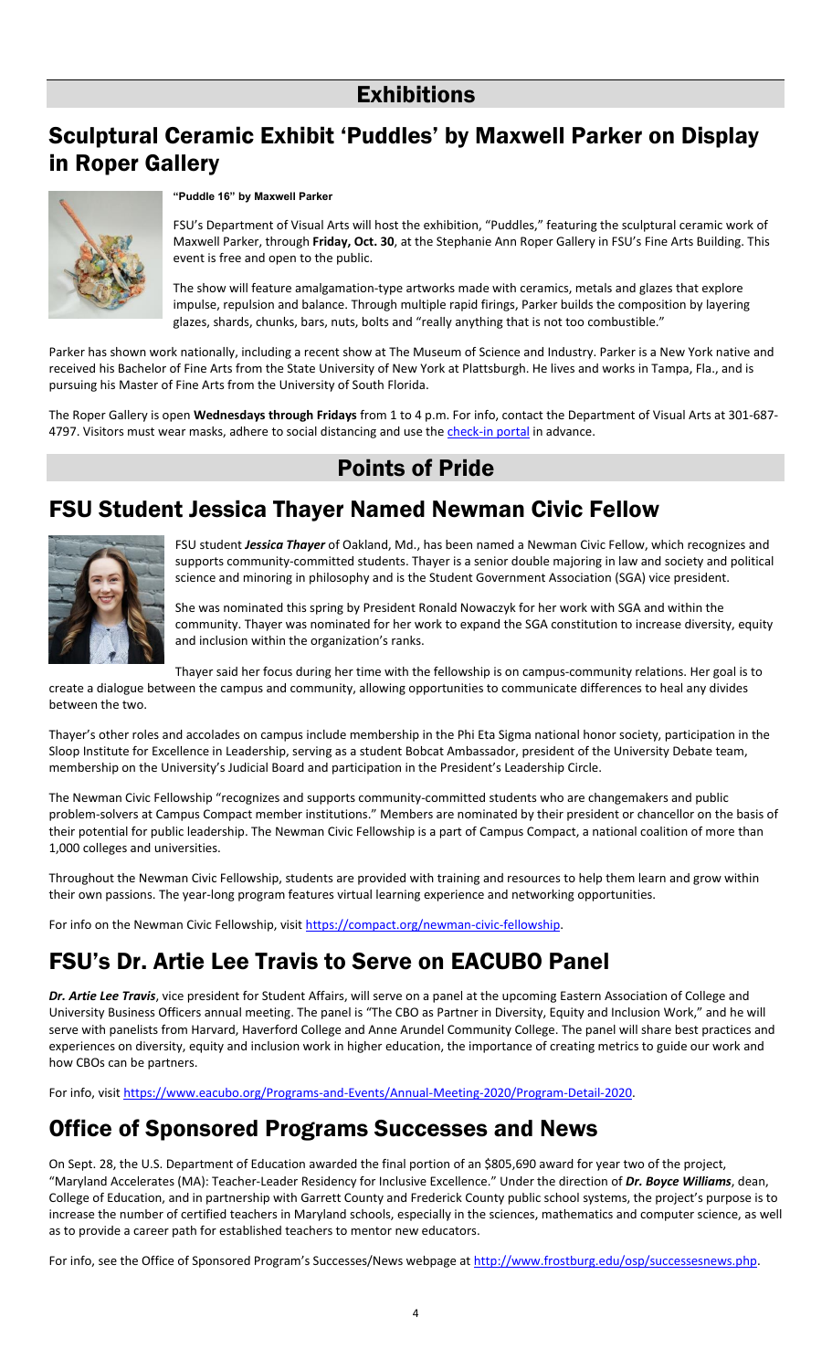# Exhibitions

## Sculptural Ceramic Exhibit 'Puddles' by Maxwell Parker on Display in Roper Gallery

**"Puddle 16" by Maxwell Parker**

FSU's Department of Visual Arts will host the exhibition, "Puddles," featuring the sculptural ceramic work of Maxwell Parker, through **Friday, Oct. 30**, at the Stephanie Ann Roper Gallery in FSU's Fine Arts Building. This event is free and open to the public.

The show will feature amalgamation-type artworks made with ceramics, metals and glazes that explore impulse, repulsion and balance. Through multiple rapid firings, Parker builds the composition by layering glazes, shards, chunks, bars, nuts, bolts and "really anything that is not too combustible."

Parker has shown work nationally, including a recent show at The Museum of Science and Industry. Parker is a New York native and received his Bachelor of Fine Arts from the State University of New York at Plattsburgh. He lives and works in Tampa, Fla., and is pursuing his Master of Fine Arts from the University of South Florida.

The Roper Gallery is open **Wednesdays through Fridays** from 1 to 4 p.m. For info, contact the Department of Visual Arts at 301-687-4797. Visitors must wear masks, adhere to social distancing and use the check-in portal in advance.

# Points of Pride

## FSU Student Jessica Thayer Named Newman Civic Fellow

FSU student ***Jessica Thayer*** of Oakland, Md., has been named a Newman Civic Fellow, which recognizes and supports community-committed students. Thayer is a senior double majoring in law and society and political science and minoring in philosophy and is the Student Government Association (SGA) vice president.

She was nominated this spring by President Ronald Nowaczyk for her work with SGA and within the community. Thayer was nominated for her work to expand the SGA constitution to increase diversity, equity and inclusion within the organization's ranks.

Thayer said her focus during her time with the fellowship is on campus-community relations. Her goal is to create a dialogue between the campus and community, allowing opportunities to communicate differences to heal any divides between the two.

Thayer's other roles and accolades on campus include membership in the Phi Eta Sigma national honor society, participation in the Sloop Institute for Excellence in Leadership, serving as a student Bobcat Ambassador, president of the University Debate team, membership on the University's Judicial Board and participation in the President's Leadership Circle.

The Newman Civic Fellowship "recognizes and supports community-committed students who are changemakers and public problem-solvers at Campus Compact member institutions." Members are nominated by their president or chancellor on the basis of their potential for public leadership. The Newman Civic Fellowship is a part of Campus Compact, a national coalition of more than 1,000 colleges and universities.

Throughout the Newman Civic Fellowship, students are provided with training and resources to help them learn and grow within their own passions. The year-long program features virtual learning experience and networking opportunities.

For info on the Newman Civic Fellowship, visit https://compact.org/newman-civic-fellowship.

## FSU's Dr. Artie Lee Travis to Serve on EACUBO Panel

***Dr. Artie Lee Travis***, vice president for Student Affairs, will serve on a panel at the upcoming Eastern Association of College and University Business Officers annual meeting. The panel is "The CBO as Partner in Diversity, Equity and Inclusion Work," and he will serve with panelists from Harvard, Haverford College and Anne Arundel Community College. The panel will share best practices and experiences on diversity, equity and inclusion work in higher education, the importance of creating metrics to guide our work and how CBOs can be partners.

For info, visit https://www.eacubo.org/Programs-and-Events/Annual-Meeting-2020/Program-Detail-2020.

## Office of Sponsored Programs Successes and News

On Sept. 28, the U.S. Department of Education awarded the final portion of an $805,690 award for year two of the project, "Maryland Accelerates (MA): Teacher-Leader Residency for Inclusive Excellence." Under the direction of ***Dr. Boyce Williams***, dean, College of Education, and in partnership with Garrett County and Frederick County public school systems, the project's purpose is to increase the number of certified teachers in Maryland schools, especially in the sciences, mathematics and computer science, as well as to provide a career path for established teachers to mentor new educators.

For info, see the Office of Sponsored Program's Successes/News webpage at http://www.frostburg.edu/osp/successesnews.php.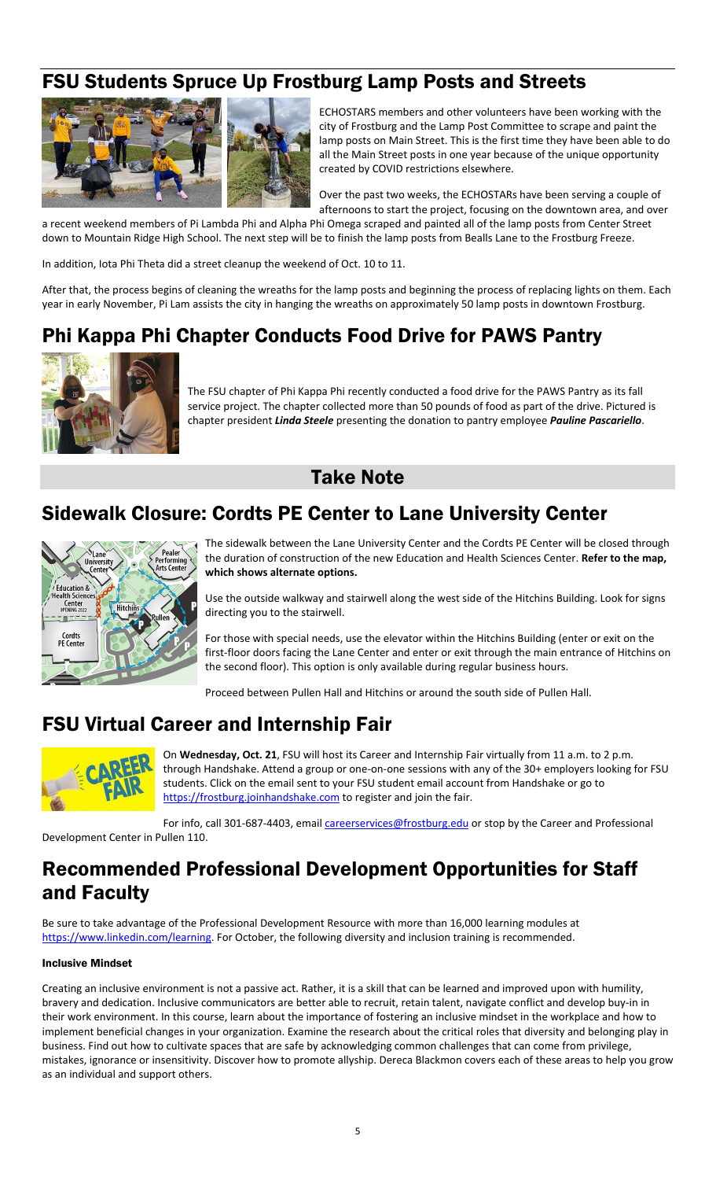## FSU Students Spruce Up Frostburg Lamp Posts and Streets

ECHOSTARS members and other volunteers have been working with the city of Frostburg and the Lamp Post Committee to scrape and paint the lamp posts on Main Street. This is the first time they have been able to do all the Main Street posts in one year because of the unique opportunity created by COVID restrictions elsewhere.

Over the past two weeks, the ECHOSTARs have been serving a couple of afternoons to start the project, focusing on the downtown area, and over a recent weekend members of Pi Lambda Phi and Alpha Phi Omega scraped and painted all of the lamp posts from Center Street down to Mountain Ridge High School. The next step will be to finish the lamp posts from Bealls Lane to the Frostburg Freeze.

In addition, Iota Phi Theta did a street cleanup the weekend of Oct. 10 to 11.

After that, the process begins of cleaning the wreaths for the lamp posts and beginning the process of replacing lights on them. Each year in early November, Pi Lam assists the city in hanging the wreaths on approximately 50 lamp posts in downtown Frostburg.

## Phi Kappa Phi Chapter Conducts Food Drive for PAWS Pantry

The FSU chapter of Phi Kappa Phi recently conducted a food drive for the PAWS Pantry as its fall service project. The chapter collected more than 50 pounds of food as part of the drive. Pictured is chapter president ***Linda Steele*** presenting the donation to pantry employee ***Pauline Pascariello***.

# Take Note

## Sidewalk Closure: Cordts PE Center to Lane University Center

The sidewalk between the Lane University Center and the Cordts PE Center will be closed through the duration of construction of the new Education and Health Sciences Center. **Refer to the map, which shows alternate options.**

Use the outside walkway and stairwell along the west side of the Hitchins Building. Look for signs directing you to the stairwell.

For those with special needs, use the elevator within the Hitchins Building (enter or exit on the first-floor doors facing the Lane Center and enter or exit through the main entrance of Hitchins on the second floor). This option is only available during regular business hours.

Proceed between Pullen Hall and Hitchins or around the south side of Pullen Hall.

## FSU Virtual Career and Internship Fair

On **Wednesday, Oct. 21**, FSU will host its Career and Internship Fair virtually from 11 a.m. to 2 p.m. through Handshake. Attend a group or one-on-one sessions with any of the 30+ employers looking for FSU students. Click on the email sent to your FSU student email account from Handshake or go to https://frostburg.joinhandshake.com to register and join the fair.

For info, call 301-687-4403, email careerservices@frostburg.edu or stop by the Career and Professional Development Center in Pullen 110.

## Recommended Professional Development Opportunities for Staff and Faculty

Be sure to take advantage of the Professional Development Resource with more than 16,000 learning modules at https://www.linkedin.com/learning. For October, the following diversity and inclusion training is recommended.

### Inclusive Mindset

Creating an inclusive environment is not a passive act. Rather, it is a skill that can be learned and improved upon with humility, bravery and dedication. Inclusive communicators are better able to recruit, retain talent, navigate conflict and develop buy-in in their work environment. In this course, learn about the importance of fostering an inclusive mindset in the workplace and how to implement beneficial changes in your organization. Examine the research about the critical roles that diversity and belonging play in business. Find out how to cultivate spaces that are safe by acknowledging common challenges that can come from privilege, mistakes, ignorance or insensitivity. Discover how to promote allyship. Dereca Blackmon covers each of these areas to help you grow as an individual and support others.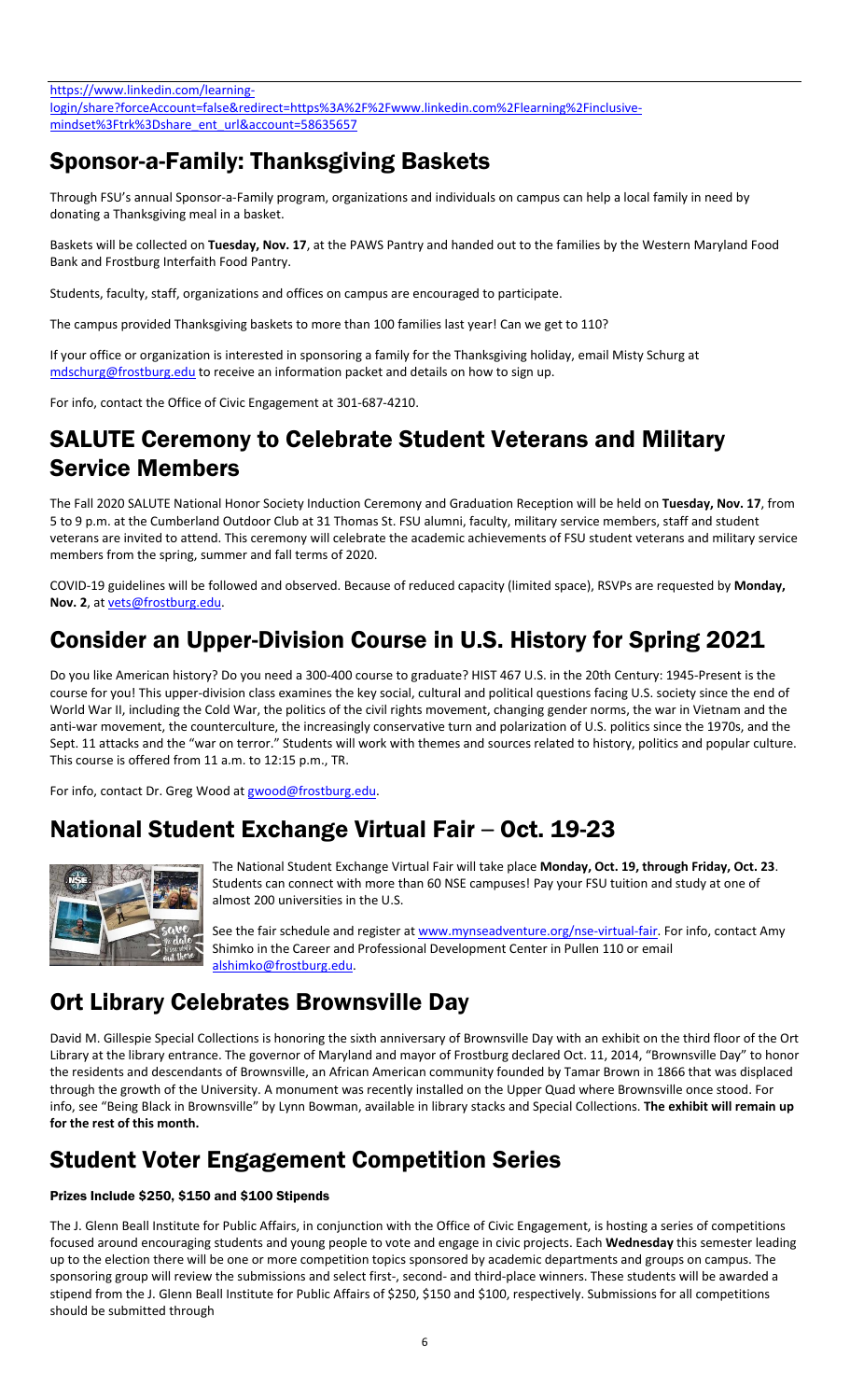https://www.linkedin.com/learning-login/share?forceAccount=false&redirect=https%3A%2F%2Fwww.linkedin.com%2Flearning%2Finclusive-mindset%3Ftrk%3Dshare_ent_url&account=58635657

## Sponsor-a-Family: Thanksgiving Baskets

Through FSU's annual Sponsor-a-Family program, organizations and individuals on campus can help a local family in need by donating a Thanksgiving meal in a basket.

Baskets will be collected on **Tuesday, Nov. 17**, at the PAWS Pantry and handed out to the families by the Western Maryland Food Bank and Frostburg Interfaith Food Pantry.

Students, faculty, staff, organizations and offices on campus are encouraged to participate.

The campus provided Thanksgiving baskets to more than 100 families last year! Can we get to 110?

If your office or organization is interested in sponsoring a family for the Thanksgiving holiday, email Misty Schurg at mdschurg@frostburg.edu to receive an information packet and details on how to sign up.

For info, contact the Office of Civic Engagement at 301-687-4210.

## SALUTE Ceremony to Celebrate Student Veterans and Military Service Members

The Fall 2020 SALUTE National Honor Society Induction Ceremony and Graduation Reception will be held on **Tuesday, Nov. 17**, from 5 to 9 p.m. at the Cumberland Outdoor Club at 31 Thomas St. FSU alumni, faculty, military service members, staff and student veterans are invited to attend. This ceremony will celebrate the academic achievements of FSU student veterans and military service members from the spring, summer and fall terms of 2020.

COVID-19 guidelines will be followed and observed. Because of reduced capacity (limited space), RSVPs are requested by **Monday, Nov. 2**, at vets@frostburg.edu.

## Consider an Upper-Division Course in U.S. History for Spring 2021

Do you like American history? Do you need a 300-400 course to graduate? HIST 467 U.S. in the 20th Century: 1945-Present is the course for you! This upper-division class examines the key social, cultural and political questions facing U.S. society since the end of World War II, including the Cold War, the politics of the civil rights movement, changing gender norms, the war in Vietnam and the anti-war movement, the counterculture, the increasingly conservative turn and polarization of U.S. politics since the 1970s, and the Sept. 11 attacks and the "war on terror." Students will work with themes and sources related to history, politics and popular culture. This course is offered from 11 a.m. to 12:15 p.m., TR.

For info, contact Dr. Greg Wood at gwood@frostburg.edu.

## National Student Exchange Virtual Fair – Oct. 19-23

The National Student Exchange Virtual Fair will take place **Monday, Oct. 19, through Friday, Oct. 23**. Students can connect with more than 60 NSE campuses! Pay your FSU tuition and study at one of almost 200 universities in the U.S.

See the fair schedule and register at www.mynseadventure.org/nse-virtual-fair. For info, contact Amy Shimko in the Career and Professional Development Center in Pullen 110 or email alshimko@frostburg.edu.

## Ort Library Celebrates Brownsville Day

David M. Gillespie Special Collections is honoring the sixth anniversary of Brownsville Day with an exhibit on the third floor of the Ort Library at the library entrance. The governor of Maryland and mayor of Frostburg declared Oct. 11, 2014, "Brownsville Day" to honor the residents and descendants of Brownsville, an African American community founded by Tamar Brown in 1866 that was displaced through the growth of the University. A monument was recently installed on the Upper Quad where Brownsville once stood. For info, see "Being Black in Brownsville" by Lynn Bowman, available in library stacks and Special Collections. **The exhibit will remain up for the rest of this month.**

## Student Voter Engagement Competition Series

#### Prizes Include $250, $150 and $100 Stipends

The J. Glenn Beall Institute for Public Affairs, in conjunction with the Office of Civic Engagement, is hosting a series of competitions focused around encouraging students and young people to vote and engage in civic projects. Each **Wednesday** this semester leading up to the election there will be one or more competition topics sponsored by academic departments and groups on campus. The sponsoring group will review the submissions and select first-, second- and third-place winners. These students will be awarded a stipend from the J. Glenn Beall Institute for Public Affairs of $250, $150 and $100, respectively. Submissions for all competitions should be submitted through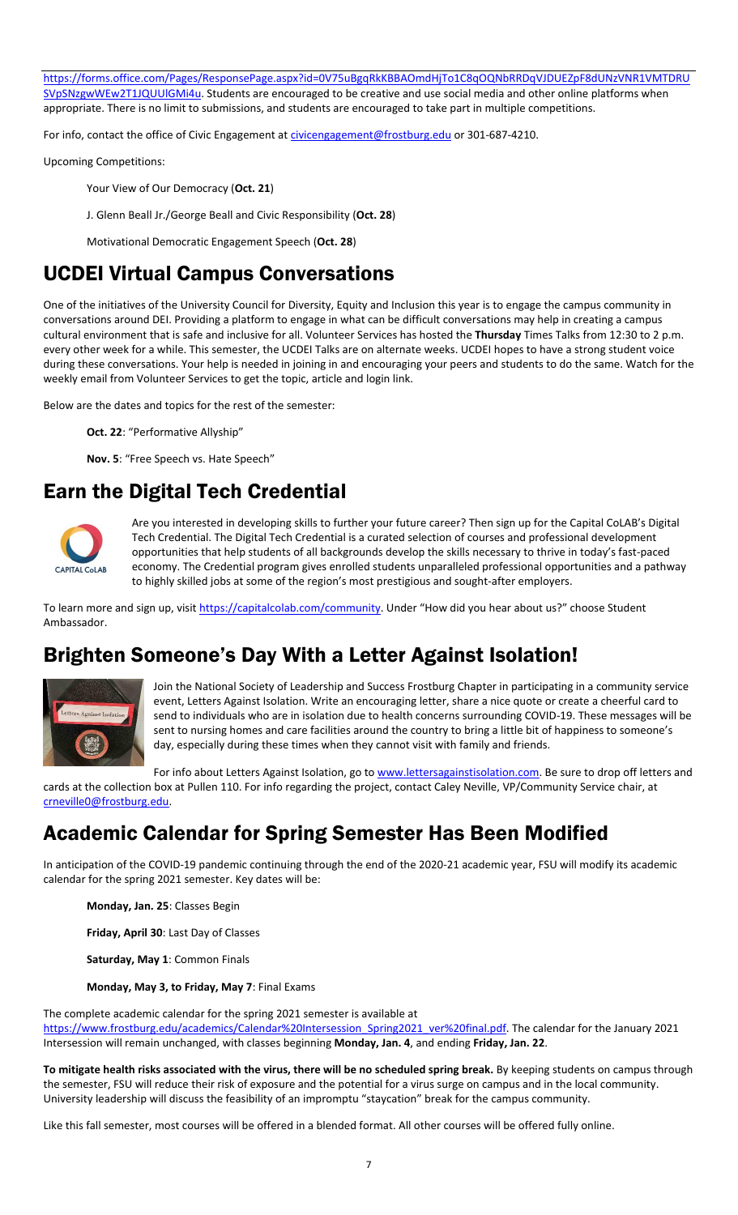https://forms.office.com/Pages/ResponsePage.aspx?id=0V75uBgqRkKBBAOmdHjTo1C8qOQNbRRDqVJDUEZpF8dUNzVNR1VMTDRUSVpSNzgwWEw2T1JQUUlGMi4u. Students are encouraged to be creative and use social media and other online platforms when appropriate. There is no limit to submissions, and students are encouraged to take part in multiple competitions.

For info, contact the office of Civic Engagement at civicengagement@frostburg.edu or 301-687-4210.

Upcoming Competitions:

Your View of Our Democracy (**Oct. 21**)

J. Glenn Beall Jr./George Beall and Civic Responsibility (**Oct. 28**)

Motivational Democratic Engagement Speech (**Oct. 28**)

## UCDEI Virtual Campus Conversations

One of the initiatives of the University Council for Diversity, Equity and Inclusion this year is to engage the campus community in conversations around DEI. Providing a platform to engage in what can be difficult conversations may help in creating a campus cultural environment that is safe and inclusive for all. Volunteer Services has hosted the **Thursday** Times Talks from 12:30 to 2 p.m. every other week for a while. This semester, the UCDEI Talks are on alternate weeks. UCDEI hopes to have a strong student voice during these conversations. Your help is needed in joining in and encouraging your peers and students to do the same. Watch for the weekly email from Volunteer Services to get the topic, article and login link.

Below are the dates and topics for the rest of the semester:

**Oct. 22**: "Performative Allyship"

**Nov. 5**: "Free Speech vs. Hate Speech"

## Earn the Digital Tech Credential

Are you interested in developing skills to further your future career? Then sign up for the Capital CoLAB's Digital Tech Credential. The Digital Tech Credential is a curated selection of courses and professional development opportunities that help students of all backgrounds develop the skills necessary to thrive in today's fast-paced economy. The Credential program gives enrolled students unparalleled professional opportunities and a pathway to highly skilled jobs at some of the region's most prestigious and sought-after employers.

To learn more and sign up, visit https://capitalcolab.com/community. Under "How did you hear about us?" choose Student Ambassador.

## Brighten Someone's Day With a Letter Against Isolation!

Join the National Society of Leadership and Success Frostburg Chapter in participating in a community service event, Letters Against Isolation. Write an encouraging letter, share a nice quote or create a cheerful card to send to individuals who are in isolation due to health concerns surrounding COVID-19. These messages will be sent to nursing homes and care facilities around the country to bring a little bit of happiness to someone's day, especially during these times when they cannot visit with family and friends.

For info about Letters Against Isolation, go to www.lettersagainstisolation.com. Be sure to drop off letters and cards at the collection box at Pullen 110. For info regarding the project, contact Caley Neville, VP/Community Service chair, at crneville0@frostburg.edu.

## Academic Calendar for Spring Semester Has Been Modified

In anticipation of the COVID-19 pandemic continuing through the end of the 2020-21 academic year, FSU will modify its academic calendar for the spring 2021 semester. Key dates will be:

**Monday, Jan. 25**: Classes Begin

**Friday, April 30**: Last Day of Classes

**Saturday, May 1**: Common Finals

**Monday, May 3, to Friday, May 7**: Final Exams

The complete academic calendar for the spring 2021 semester is available at https://www.frostburg.edu/academics/Calendar%20Intersession_Spring2021_ver%20final.pdf. The calendar for the January 2021 Intersession will remain unchanged, with classes beginning **Monday, Jan. 4**, and ending **Friday, Jan. 22**.

**To mitigate health risks associated with the virus, there will be no scheduled spring break.** By keeping students on campus through the semester, FSU will reduce their risk of exposure and the potential for a virus surge on campus and in the local community. University leadership will discuss the feasibility of an impromptu "staycation" break for the campus community.

Like this fall semester, most courses will be offered in a blended format. All other courses will be offered fully online.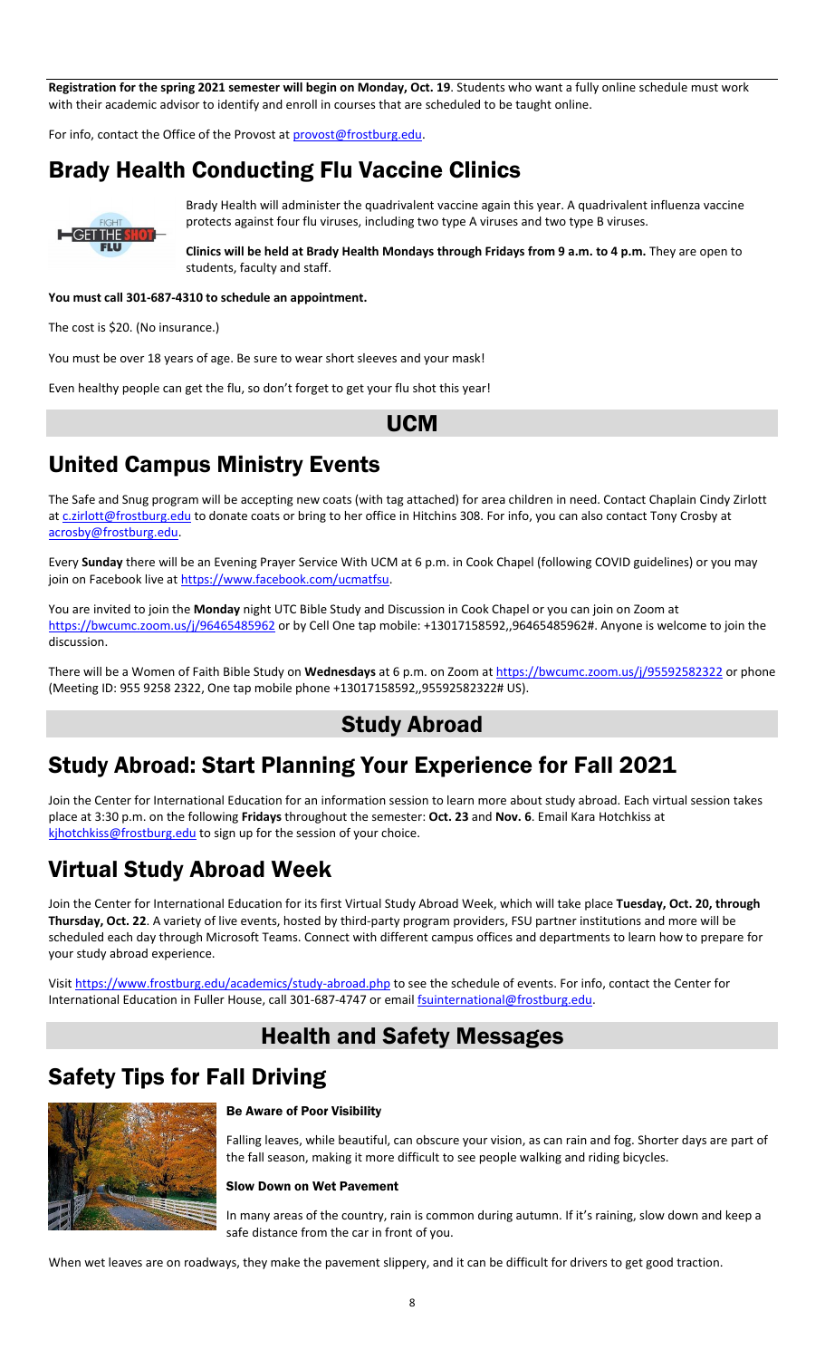**Registration for the spring 2021 semester will begin on Monday, Oct. 19**. Students who want a fully online schedule must work with their academic advisor to identify and enroll in courses that are scheduled to be taught online.

For info, contact the Office of the Provost at provost@frostburg.edu.

# Brady Health Conducting Flu Vaccine Clinics

Brady Health will administer the quadrivalent vaccine again this year. A quadrivalent influenza vaccine protects against four flu viruses, including two type A viruses and two type B viruses.

**Clinics will be held at Brady Health Mondays through Fridays from 9 a.m. to 4 p.m.** They are open to students, faculty and staff.

**You must call 301-687-4310 to schedule an appointment.**

The cost is $20. (No insurance.)

You must be over 18 years of age. Be sure to wear short sleeves and your mask!

Even healthy people can get the flu, so don't forget to get your flu shot this year!

## UCM

# United Campus Ministry Events

The Safe and Snug program will be accepting new coats (with tag attached) for area children in need. Contact Chaplain Cindy Zirlott at c.zirlott@frostburg.edu to donate coats or bring to her office in Hitchins 308. For info, you can also contact Tony Crosby at acrosby@frostburg.edu.

Every **Sunday** there will be an Evening Prayer Service With UCM at 6 p.m. in Cook Chapel (following COVID guidelines) or you may join on Facebook live at https://www.facebook.com/ucmatfsu.

You are invited to join the **Monday** night UTC Bible Study and Discussion in Cook Chapel or you can join on Zoom at https://bwcumc.zoom.us/j/96465485962 or by Cell One tap mobile: +13017158592,,96465485962#. Anyone is welcome to join the discussion.

There will be a Women of Faith Bible Study on **Wednesdays** at 6 p.m. on Zoom at https://bwcumc.zoom.us/j/95592582322 or phone (Meeting ID: 955 9258 2322, One tap mobile phone +13017158592,,95592582322# US).

## Study Abroad

# Study Abroad: Start Planning Your Experience for Fall 2021

Join the Center for International Education for an information session to learn more about study abroad. Each virtual session takes place at 3:30 p.m. on the following **Fridays** throughout the semester: **Oct. 23** and **Nov. 6**. Email Kara Hotchkiss at kjhotchkiss@frostburg.edu to sign up for the session of your choice.

# Virtual Study Abroad Week

Join the Center for International Education for its first Virtual Study Abroad Week, which will take place **Tuesday, Oct. 20, through Thursday, Oct. 22**. A variety of live events, hosted by third-party program providers, FSU partner institutions and more will be scheduled each day through Microsoft Teams. Connect with different campus offices and departments to learn how to prepare for your study abroad experience.

Visit https://www.frostburg.edu/academics/study-abroad.php to see the schedule of events. For info, contact the Center for International Education in Fuller House, call 301-687-4747 or email fsuinternational@frostburg.edu.

## Health and Safety Messages

# Safety Tips for Fall Driving

### Be Aware of Poor Visibility

Falling leaves, while beautiful, can obscure your vision, as can rain and fog. Shorter days are part of the fall season, making it more difficult to see people walking and riding bicycles.

### Slow Down on Wet Pavement

In many areas of the country, rain is common during autumn. If it's raining, slow down and keep a safe distance from the car in front of you.

When wet leaves are on roadways, they make the pavement slippery, and it can be difficult for drivers to get good traction.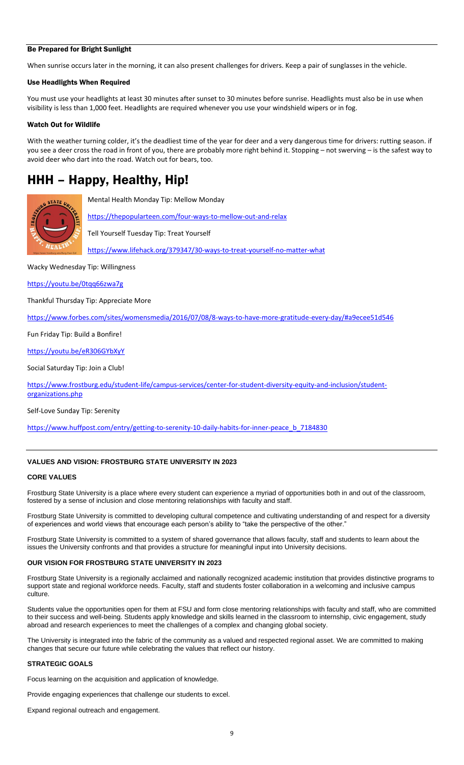### Be Prepared for Bright Sunlight

When sunrise occurs later in the morning, it can also present challenges for drivers. Keep a pair of sunglasses in the vehicle.

### Use Headlights When Required

You must use your headlights at least 30 minutes after sunset to 30 minutes before sunrise. Headlights must also be in use when visibility is less than 1,000 feet. Headlights are required whenever you use your windshield wipers or in fog.

### Watch Out for Wildlife

With the weather turning colder, it's the deadliest time of the year for deer and a very dangerous time for drivers: rutting season. if you see a deer cross the road in front of you, there are probably more right behind it. Stopping – not swerving – is the safest way to avoid deer who dart into the road. Watch out for bears, too.

# HHH – Happy, Healthy, Hip!

Mental Health Monday Tip: Mellow Monday

https://thepopularteen.com/four-ways-to-mellow-out-and-relax

Tell Yourself Tuesday Tip: Treat Yourself

https://www.lifehack.org/379347/30-ways-to-treat-yourself-no-matter-what

Wacky Wednesday Tip: Willingness

https://youtu.be/0tqq66zwa7g

Thankful Thursday Tip: Appreciate More

https://www.forbes.com/sites/womensmedia/2016/07/08/8-ways-to-have-more-gratitude-every-day/#a9ecee51d546

Fun Friday Tip: Build a Bonfire!

https://youtu.be/eR306GYbXyY

Social Saturday Tip: Join a Club!

https://www.frostburg.edu/student-life/campus-services/center-for-student-diversity-equity-and-inclusion/student-organizations.php

Self-Love Sunday Tip: Serenity

https://www.huffpost.com/entry/getting-to-serenity-10-daily-habits-for-inner-peace_b_7184830

## VALUES AND VISION: FROSTBURG STATE UNIVERSITY IN 2023

### CORE VALUES

Frostburg State University is a place where every student can experience a myriad of opportunities both in and out of the classroom, fostered by a sense of inclusion and close mentoring relationships with faculty and staff.

Frostburg State University is committed to developing cultural competence and cultivating understanding of and respect for a diversity of experiences and world views that encourage each person's ability to "take the perspective of the other."

Frostburg State University is committed to a system of shared governance that allows faculty, staff and students to learn about the issues the University confronts and that provides a structure for meaningful input into University decisions.

### OUR VISION FOR FROSTBURG STATE UNIVERSITY IN 2023

Frostburg State University is a regionally acclaimed and nationally recognized academic institution that provides distinctive programs to support state and regional workforce needs. Faculty, staff and students foster collaboration in a welcoming and inclusive campus culture.

Students value the opportunities open for them at FSU and form close mentoring relationships with faculty and staff, who are committed to their success and well-being. Students apply knowledge and skills learned in the classroom to internship, civic engagement, study abroad and research experiences to meet the challenges of a complex and changing global society.

The University is integrated into the fabric of the community as a valued and respected regional asset. We are committed to making changes that secure our future while celebrating the values that reflect our history.

### STRATEGIC GOALS

Focus learning on the acquisition and application of knowledge.

Provide engaging experiences that challenge our students to excel.

Expand regional outreach and engagement.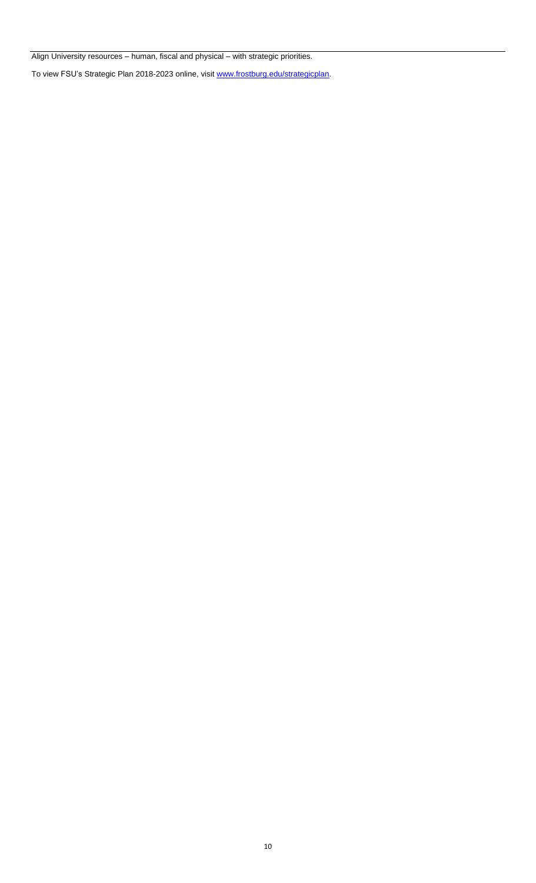Align University resources – human, fiscal and physical – with strategic priorities.

To view FSU's Strategic Plan 2018-2023 online, visit [www.frostburg.edu/strategicplan](http://www.frostburg.edu/strategicplan).